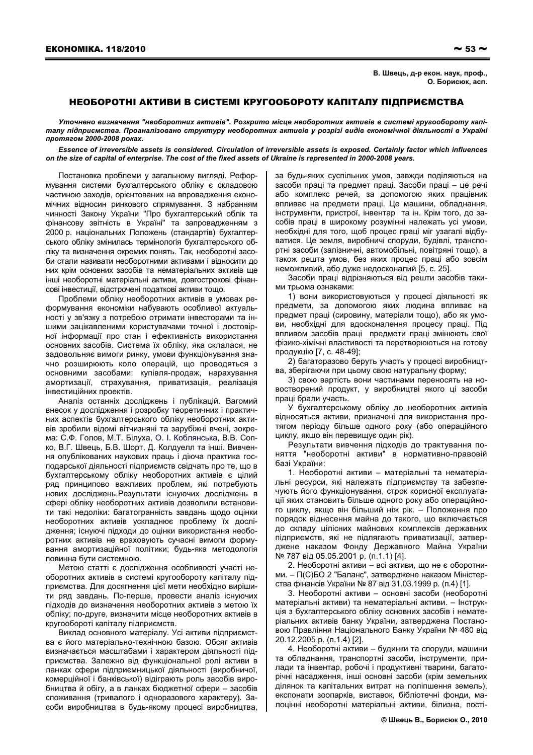**В. Швець, д-р екон. наук, проф., О. Борисюк, асп.**

# НЕОБОРОТНІ АКТИВИ В СИСТЕМІ КРУГООБОРОТУ КАПІТАЛУ ПІДПРИЄМСТВА

***Уточнено визначення "необоротних активів". Розкрито місце необоротних активів в системі кругообороту капіталу підприємства. Проаналізовано структуру необоротних активів у розрізі видів економічної діяльності в Україні протягом 2000-2008 роках.***

***Essence of irreversible assets is considered. Circulation of irreversible assets is exposed. Certainly factor which influences on the size of capital of enterprise. The cost of the fixed assets of Ukraine is represented in 2000-2008 years.***

Постановка проблеми у загальному вигляді. Реформування системи бухгалтерського обліку є складовою частиною заходів, орієнтованих на впровадження економічних відносин ринкового спрямування. З набранням чинності Закону України "Про бухгалтерський облік та фінансову звітність в Україні" та запровадженням з 2000 р. національних Положень (стандартів) бухгалтерського обліку змінилась термінологія бухгалтерського обліку та визначення окремих понять. Так, необоротні засоби стали називати необоротними активами і відносити до них крім основних засобів та нематеріальних активів ще інші необоротні матеріальні активи, довгострокові фінансові інвестиції, відстрочені податкові активи тощо.

Проблеми обліку необоротних активів в умовах реформування економіки набувають особливої актуальності у зв'язку з потребою отримати інвесторами та іншими зацікавленими користувачами точної і достовірної інформації про стан і ефективність використання основних засобів. Система їх обліку, яка склалася, не задовольняє вимоги ринку, умови функціонування значно розширюють коло операцій, що проводяться з основними засобами: купівля-продаж, нарахування амортизації, страхування, приватизація, реалізація інвестиційних проектів.

Аналіз останніх досліджень і публікацій. Вагомий внесок у дослідження і розробку теоретичних і практичних аспектів бухгалтерського обліку необоротних активів зробили відомі вітчизняні та зарубіжні вчені, зокрема: С.Ф. Голов, М.Т. Білуха, О. І. Коблянська, В.В. Сопко, В.Г. Швець, Б.В. Шорт, Д. Колдуелл та інші. Вивчення опублікованих наукових праць і діюча практика господарської діяльності підприємств свідчать про те, що в бухгалтерському обліку необоротних активів є цілий ряд принципово важливих проблем, які потребують нових досліджень.Результати існуючих досліджень в сфері обліку необоротних активів дозволили встановити такі недоліки: багатогранність завдань щодо оцінки необоротних активів ускладнює проблему їх дослідження; існуючі підходи до оцінки використання необоротних активів не враховують сучасні вимоги формування амортизаційної політики; будь-яка методологія повинна бути системною.

Метою статті є дослідження особливості участі необоротних активів в системі кругообороту капіталу підприємства. Для досягнення цієї мети необхідно вирішити ряд завдань. По-перше, провести аналіз існуючих підходів до визначення необоротних активів з метою їх обліку; по-друге, визначити місце необоротних активів в кругообороті капіталу підприємства.

Виклад основного матеріалу. Усі активи підприємства є його матеріально-технічною базою. Обсяг активів визначається масштабами і характером діяльності підприємства. Залежно від функціональної ролі активи в ланках сфери підприємницької діяльності (виробничої, комерційної і банківської) відіграють роль засобів виробництва й обігу, а в ланках бюджетної сфери – засобів споживання (тривалого і одноразового характеру). Засоби виробництва в будь-якому процесі виробництва, за будь-яких суспільних умов, завжди поділяються на засоби праці та предмет праці. Засоби праці – це речі або комплекс речей, за допомогою яких працівник впливає на предмети праці. Це машини, обладнання, інструменти, пристрої, інвентар та ін. Крім того, до засобів праці в широкому розумінні належать усі умови, необхідні для того, щоб процес праці міг узагалі відбуватися. Це земля, виробничі споруди, будівлі, транспортні засоби (залізничні, автомобільні, повітряні тощо), а також решта умов, без яких процес праці або зовсім неможливий, або дуже недосконалий [5, с. 25].

Засоби праці відрізняються від решти засобів такими трьома ознаками:

1) вони використовуються у процесі діяльності як предмети, за допомогою яких людина впливає на предмет праці (сировину, матеріали тощо), або як умови, необхідні для вдосконалення процесу праці. Під впливом засобів праці предмети праці змінюють свої фізико-хімічні властивості та перетворюються на готову продукцію [7, с. 48-49];

2) багаторазово беруть участь у процесі виробництва, зберігаючи при цьому свою натуральну форму;

3) свою вартість вони частинами переносять на новостворений продукт, у виробництві якого ці засоби праці брали участь.

У бухгалтерському обліку до необоротних активів відносяться активи, призначені для використання протягом періоду більше одного року (або операційного циклу, якщо він перевищує один рік).

Результати вивчення підходів до трактування поняття "необоротні активи" в нормативно-правовій базі України:

1. Необоротні активи – матеріальні та нематеріальні ресурси, які належать підприємству та забезпечують його функціонування, строк корисної експлуатації яких становить більше одного року або операційного циклу, якщо він більший ніж рік. – Положення про порядок віднесення майна до такого, що включається до складу цілісних майнових комплексів державних підприємств, які не підлягають приватизації, затверджене наказом Фонду Державного Майна України № 787 від 05.05.2001 р. (п.1.1) [4].

2. Необоротні активи – всі активи, що не є оборотними. – П(С)БО 2 "Баланс", затверджене наказом Міністерства фінансів України № 87 від 31.03.1999 р. (п.4) [1].

3. Необоротні активи – основні засоби (необоротні матеріальні активи) та нематеріальні активи. – Інструкція з бухгалтерського обліку основних засобів і нематеріальних активів банку України, затверджена Постановою Правління Національного Банку України № 480 від 20.12.2005 р. (п.1.4) [2].

4. Необоротні активи – будинки та споруди, машини та обладнання, транспортні засоби, інструменти, прилади та інвентар, робочі і продуктивні тварини, багаторічні насадження, інші основні засоби (крім земельних ділянок та капітальних витрат на поліпшення земель), експонати зоопарків, виставок, бібліотечні фонди, малоцінні необоротні матеріальні активи, білизна, пості-

© Швець В., Борисюк О., 2010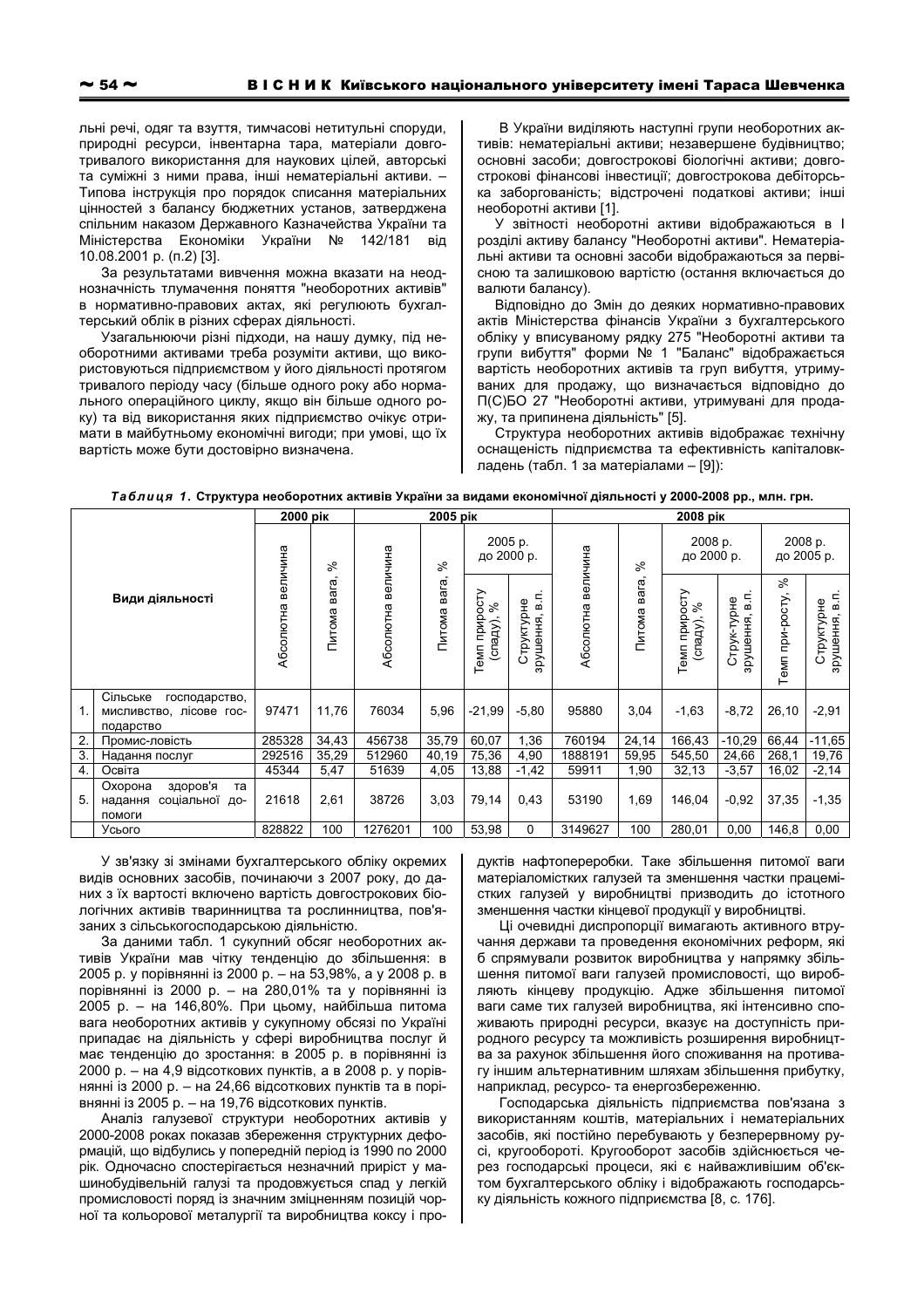льні речі, одяг та взуття, тимчасові нетитульні споруди, природні ресурси, інвентарна тара, матеріали довготривалого використання для наукових цілей, авторські та суміжні з ними права, інші нематеріальні активи. – Типова інструкція про порядок списання матеріальних цінностей з балансу бюджетних установ, затверджена спільним наказом Державного Казначейства України та Міністерства Економіки України № 142/181 від 10.08.2001 р. (п.2) [3].

За результатами вивчення можна вказати на неоднозначність тлумачення поняття "необоротних активів" в нормативно-правових актах, які регулюють бухгалтерський облік в різних сферах діяльності.

Узагальнюючи різні підходи, на нашу думку, під необоротними активами треба розуміти активи, що використовуються підприємством у його діяльності протягом тривалого періоду часу (більше одного року або нормального операційного циклу, якщо він більше одного року) та від використання яких підприємство очікує отримати в майбутньому економічні вигоди; при умові, що їх вартість може бути достовірно визначена.

В України виділяють наступні групи необоротних активів: нематеріальні активи; незавершене будівництво; основні засоби; довгострокові біологічні активи; довгострокові фінансові інвестиції; довгострокова дебіторська заборгованість; відстрочені податкові активи; інші необоротні активи [1].

У звітності необоротні активи відображаються в I розділі активу балансу "Необоротні активи". Нематеріальні активи та основні засоби відображаються за первісною та залишковою вартістю (остання включається до валюти балансу).

Відповідно до Змін до деяких нормативно-правових актів Міністерства фінансів України з бухгалтерського обліку у вписуваному рядку 275 "Необоротні активи та групи вибуття" форми № 1 "Баланс" відображається вартість необоротних активів та груп вибуття, утримуваних для продажу, що визначається відповідно до П(С)БО 27 "Необоротні активи, утримувані для продажу, та припинена діяльність" [5].

Структура необоротних активів відображає технічну оснащеність підприємства та ефективність капіталовкладень (табл. 1 за матеріалами – [9]):

***Таблиця 1.*** **Структура необоротних активів України за видами економічної діяльності у 2000-2008 рр., млн. грн.**

| | Види діяльності | 2000 рік | | 2005 рік | | | | 2008 рік | | | | | |
|---|---|---|---|---|---|---|---|---|---|---|---|---|---|
| | | | | | | 2005 р. до 2000 р. | | | | 2008 р. до 2000 р. | | 2008 р. до 2005 р. | |
| | | Абсолютна величина | Питома вага, % | Абсолютна величина | Питома вага, % | Темп приросту (спаду), % | Структурне зрушення, в.п. | Абсолютна величина | Питома вага, % | Темп приросту (спаду), % | Струк-турне зрушення, в.п. | Темп при-росту, % | Структурне зрушення, в.п. |
| 1. | Сільське господарство, мисливство, лісове господарство | 97471 | 11,76 | 76034 | 5,96 | -21,99 | -5,80 | 95880 | 3,04 | -1,63 | -8,72 | 26,10 | -2,91 |
| 2. | Промис-ловість | 285328 | 34,43 | 456738 | 35,79 | 60,07 | 1,36 | 760194 | 24,14 | 166,43 | -10,29 | 66,44 | -11,65 |
| 3. | Надання послуг | 292516 | 35,29 | 512960 | 40,19 | 75,36 | 4,90 | 1888191 | 59,95 | 545,50 | 24,66 | 268,1 | 19,76 |
| 4. | Освіта | 45344 | 5,47 | 51639 | 4,05 | 13,88 | -1,42 | 59911 | 1,90 | 32,13 | -3,57 | 16,02 | -2,14 |
| 5. | Охорона здоров'я та надання соціальної допомоги | 21618 | 2,61 | 38726 | 3,03 | 79,14 | 0,43 | 53190 | 1,69 | 146,04 | -0,92 | 37,35 | -1,35 |
| | Усього | 828822 | 100 | 1276201 | 100 | 53,98 | 0 | 3149627 | 100 | 280,01 | 0,00 | 146,8 | 0,00 |

У зв'язку зі змінами бухгалтерського обліку окремих видів основних засобів, починаючи з 2007 року, до даних з їх вартості включено вартість довгострокових біологічних активів тваринництва та рослинництва, пов'язаних з сільськогосподарською діяльністю.

За даними табл. 1 сукупний обсяг необоротних активів України мав чітку тенденцію до збільшення: в 2005 р. у порівнянні із 2000 р. – на 53,98%, а у 2008 р. в порівнянні із 2000 р. – на 280,01% та у порівнянні із 2005 р. – на 146,80%. При цьому, найбільша питома вага необоротних активів у сукупному обсязі по Україні припадає на діяльність у сфері виробництва послуг й має тенденцію до зростання: в 2005 р. в порівнянні із 2000 р. – на 4,9 відсоткових пунктів, а в 2008 р. у порівнянні із 2000 р. – на 24,66 відсоткових пунктів та в порівнянні із 2005 р. – на 19,76 відсоткових пунктів.

Аналіз галузевої структури необоротних активів у 2000-2008 роках показав збереження структурних деформацій, що відбулись у попередній період із 1990 по 2000 рік. Одночасно спостерігається незначний приріст у машинобудівельній галузі та продовжується спад у легкій промисловості поряд із значним зміцненням позицій чорної та кольорової металургії та виробництва коксу і продуктів нафтопереробки. Таке збільшення питомої ваги матеріаломістких галузей та зменшення частки працемістких галузей у виробництві призводить до істотного зменшення частки кінцевої продукції у виробництві.

Ці очевидні диспропорції вимагають активного втручання держави та проведення економічних реформ, які б спрямовували розвиток виробництва у напрямку збільшення питомої ваги галузей промисловості, що виробляють кінцеву продукцію. Адже збільшення питомої ваги саме тих галузей виробництва, які інтенсивно споживають природні ресурси, вказує на доступність природного ресурсу та можливість розширення виробництва за рахунок збільшення його споживання на противагу іншим альтернативним шляхам збільшення прибутку, наприклад, ресурсо- та енергозбереженню.

Господарська діяльність підприємства пов'язана з використанням коштів, матеріальних і нематеріальних засобів, які постійно перебувають у безперервному русі, кругообороті. Кругооборот засобів здійснюється через господарські процеси, які є найважливішим об'єктом бухгалтерського обліку і відображають господарську діяльність кожного підприємства [8, с. 176].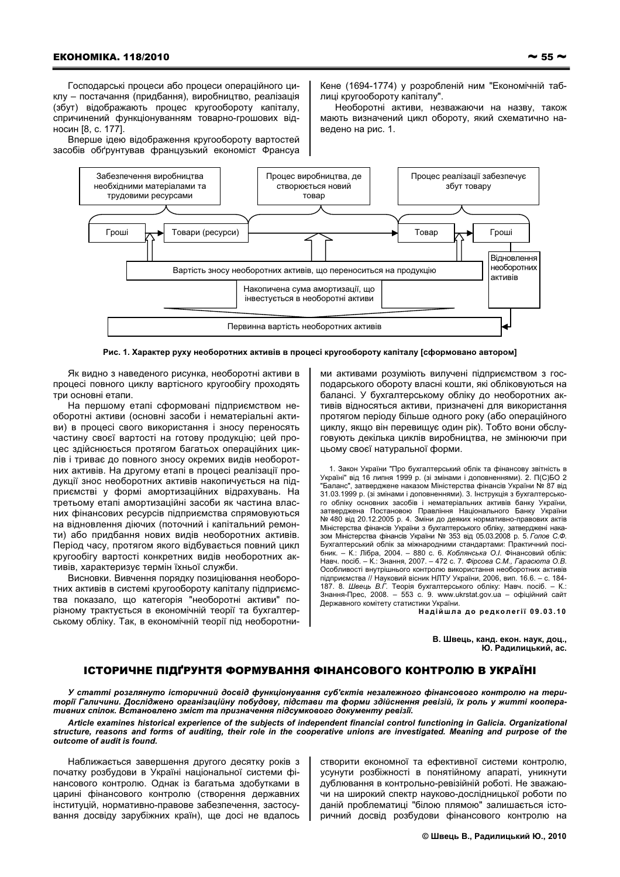Господарські процеси або процеси операційного циклу – постачання (придбання), виробництво, реалізація (збут) відображають процес кругообороту капіталу, спричинений функціонуванням товарно-грошових відносин [8, с. 177].

Вперше ідею відображення кругообороту вартостей засобів обґрунтував французький економіст Франсуа Кене (1694-1774) у розробленій ним "Економічній таблиці кругообороту капіталу".

Необоротні активи, незважаючи на назву, також мають визначений цикл обороту, який схематично наведено на рис. 1.

Забезпечення виробництва необхідними матеріалами та трудовими ресурсами

Процес виробництва, де створюється новий товар

Процес реалізації забезпечує збут товару

Гроші

Товари (ресурси)

Товар

Гроші

Відновлення необоротних активів

Вартість зносу необоротних активів, що переноситься на продукцію

Накопичена сума амортизації, що інвестується в необоротні активи

Первинна вартість необоротних активів

**Рис. 1. Характер руху необоротних активів в процесі кругообороту капіталу [сформовано автором]**

Як видно з наведеного рисунка, необоротні активи в процесі повного циклу вартісного кругообігу проходять три основні етапи.

На першому етапі сформовані підприємством необоротні активи (основні засоби і нематеріальні активи) в процесі свого використання і зносу переносять частину своєї вартості на готову продукцію; цей процес здійснюється протягом багатьох операційних циклів і триває до повного зносу окремих видів необоротних активів. На другому етапі в процесі реалізації продукції знос необоротних активів накопичується на підприємстві у формі амортизаційних відрахувань. На третьому етапі амортизаційні засоби як частина власних фінансових ресурсів підприємства спрямовуються на відновлення діючих (поточний і капітальний ремонти) або придбання нових видів необоротних активів. Період часу, протягом якого відбувається повний цикл кругообігу вартості конкретних видів необоротних активів, характеризує термін їхньої служби.

Висновки. Вивчення порядку позиціювання необоротних активів в системі кругообороту капіталу підприємства показало, що категорія "необоротні активи" порізному трактується в економічній теорії та бухгалтерському обліку. Так, в економічній теорії під необоротними активами розуміють вилучені підприємством з господарського обороту власні кошти, які обліковуються на балансі. У бухгалтерському обліку до необоротних активів відносяться активи, призначені для використання протягом періоду більше одного року (або операційного циклу, якщо він перевищує один рік). Тобто вони обслуговують декілька циклів виробництва, не змінюючи при цьому своєї натуральної форми.

1. Закон України "Про бухгалтерський облік та фінансову звітність в Україні" від 16 липня 1999 р. (зі змінами і доповненнями). 2. П(С)БО 2 "Баланс", затверджене наказом Міністерства фінансів України № 87 від 31.03.1999 р. (зі змінами і доповненнями). 3. Інструкція з бухгалтерського обліку основних засобів і нематеріальних активів банку України, затверджена Постановою Правління Національного Банку України № 480 від 20.12.2005 р. 4. Зміни до деяких нормативно-правових актів Міністерства фінансів України з бухгалтерського обліку, затверджені наказом Міністерства фінансів України № 353 від 05.03.2008 р. 5. *Голов С.Ф.* Бухгалтерський облік за міжнародними стандартами: Практичний посібник. – К.: Лібра, 2004. – 880 с. 6. *Коблянська О.І.* Фінансовий облік: Навч. посіб. – К.: Знання, 2007. – 472 с. 7. *Фірсова С.М., Гарасюта О.В.* Особливості внутрішнього контролю використання необоротних активів підприємства // Науковий вісник НЛТУ України, 2006, вип. 16.6. – с. 184-187. 8. *Швець В.Г.* Теорія бухгалтерського обліку: Навч. посіб. – К.: Знання-Прес, 2008. – 553 с. 9. www.ukrstat.gov.ua – офіційний сайт Державного комітету статистики України.

**Надійшла до редколегії 09.03.10**

**В. Швець, канд. екон. наук, доц., Ю. Радилицький, ас.**

## ІСТОРИЧНЕ ПІДҐРУНТЯ ФОРМУВАННЯ ФІНАНСОВОГО КОНТРОЛЮ В УКРАЇНІ

***У статті розглянуто історичний досвід функціонування суб'єктів незалежного фінансового контролю на території Галичини. Досліджено організаційну побудову, підстави та форми здійснення ревізій, їх роль у житті кооперативних спілок. Встановлено зміст та призначення підсумкового документу ревізії.***

***Article examines historical experience of the subjects of independent financial control functioning in Galicia. Organizational structure, reasons and forms of auditing, their role in the cooperative unions are investigated. Meaning and purpose of the outcome of audit is found.***

Наближається завершення другого десятку років з початку розбудови в Україні національної системи фінансового контролю. Однак із багатьма здобутками в царині фінансового контролю (створення державних інституцій, нормативно-правове забезпечення, застосування досвіду зарубіжних країн), ще досі не вдалось створити економної та ефективної системи контролю, усунути розбіжності в понятійному апараті, уникнути дублювання в контрольно-ревізійній роботі. Не зважаючи на широкий спектр науково-дослідницької роботи по даній проблематиці "білою плямою" залишається історичний досвід розбудови фінансового контролю на

© Швець В., Радилицький Ю., 2010